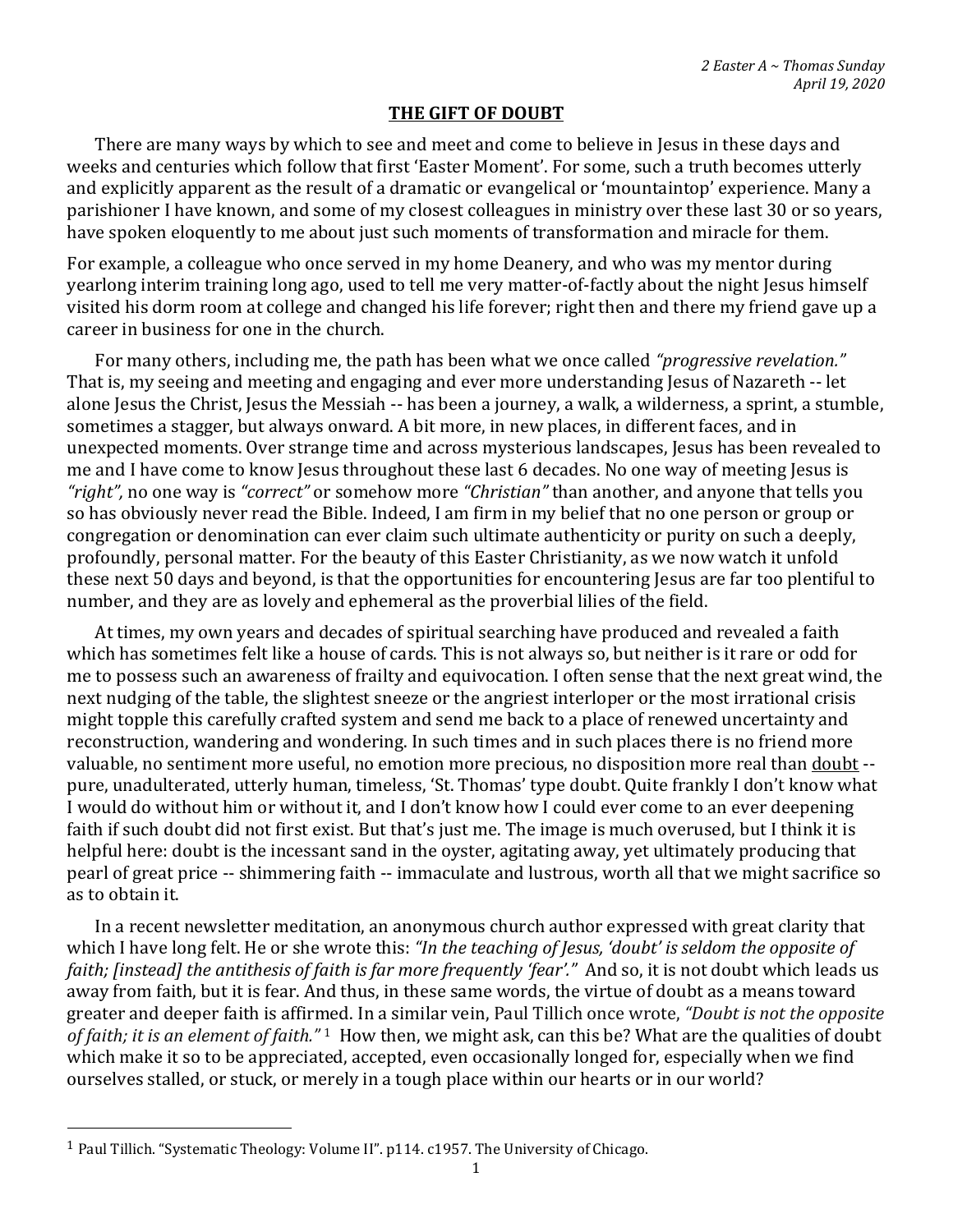*2 Easter A ~ Thomas Sunday*
*April 19, 2020*

# THE GIFT OF DOUBT

There are many ways by which to see and meet and come to believe in Jesus in these days and weeks and centuries which follow that first 'Easter Moment'. For some, such a truth becomes utterly and explicitly apparent as the result of a dramatic or evangelical or 'mountaintop' experience. Many a parishioner I have known, and some of my closest colleagues in ministry over these last 30 or so years, have spoken eloquently to me about just such moments of transformation and miracle for them.

For example, a colleague who once served in my home Deanery, and who was my mentor during yearlong interim training long ago, used to tell me very matter-of-factly about the night Jesus himself visited his dorm room at college and changed his life forever; right then and there my friend gave up a career in business for one in the church.

For many others, including me, the path has been what we once called *"progressive revelation."* That is, my seeing and meeting and engaging and ever more understanding Jesus of Nazareth -- let alone Jesus the Christ, Jesus the Messiah -- has been a journey, a walk, a wilderness, a sprint, a stumble, sometimes a stagger, but always onward. A bit more, in new places, in different faces, and in unexpected moments. Over strange time and across mysterious landscapes, Jesus has been revealed to me and I have come to know Jesus throughout these last 6 decades. No one way of meeting Jesus is *"right",* no one way is *"correct"* or somehow more *"Christian"* than another, and anyone that tells you so has obviously never read the Bible. Indeed, I am firm in my belief that no one person or group or congregation or denomination can ever claim such ultimate authenticity or purity on such a deeply, profoundly, personal matter. For the beauty of this Easter Christianity, as we now watch it unfold these next 50 days and beyond, is that the opportunities for encountering Jesus are far too plentiful to number, and they are as lovely and ephemeral as the proverbial lilies of the field.

At times, my own years and decades of spiritual searching have produced and revealed a faith which has sometimes felt like a house of cards. This is not always so, but neither is it rare or odd for me to possess such an awareness of frailty and equivocation. I often sense that the next great wind, the next nudging of the table, the slightest sneeze or the angriest interloper or the most irrational crisis might topple this carefully crafted system and send me back to a place of renewed uncertainty and reconstruction, wandering and wondering. In such times and in such places there is no friend more valuable, no sentiment more useful, no emotion more precious, no disposition more real than <u>doubt</u> -- pure, unadulterated, utterly human, timeless, 'St. Thomas' type doubt. Quite frankly I don't know what I would do without him or without it, and I don't know how I could ever come to an ever deepening faith if such doubt did not first exist. But that's just me. The image is much overused, but I think it is helpful here: doubt is the incessant sand in the oyster, agitating away, yet ultimately producing that pearl of great price -- shimmering faith -- immaculate and lustrous, worth all that we might sacrifice so as to obtain it.

In a recent newsletter meditation, an anonymous church author expressed with great clarity that which I have long felt. He or she wrote this: *"In the teaching of Jesus, 'doubt' is seldom the opposite of faith; [instead] the antithesis of faith is far more frequently 'fear'."* And so, it is not doubt which leads us away from faith, but it is fear. And thus, in these same words, the virtue of doubt as a means toward greater and deeper faith is affirmed. In a similar vein, Paul Tillich once wrote, *"Doubt is not the opposite of faith; it is an element of faith."* [1] How then, we might ask, can this be? What are the qualities of doubt which make it so to be appreciated, accepted, even occasionally longed for, especially when we find ourselves stalled, or stuck, or merely in a tough place within our hearts or in our world?

---

[1] Paul Tillich. "Systematic Theology: Volume II". p114. c1957. The University of Chicago.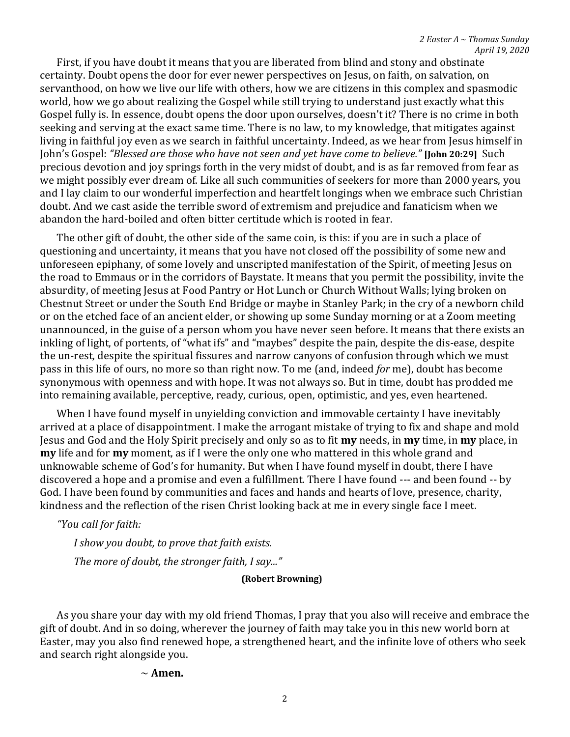First, if you have doubt it means that you are liberated from blind and stony and obstinate certainty. Doubt opens the door for ever newer perspectives on Jesus, on faith, on salvation, on servanthood, on how we live our life with others, how we are citizens in this complex and spasmodic world, how we go about realizing the Gospel while still trying to understand just exactly what this Gospel fully is. In essence, doubt opens the door upon ourselves, doesn't it? There is no crime in both seeking and serving at the exact same time. There is no law, to my knowledge, that mitigates against living in faithful joy even as we search in faithful uncertainty. Indeed, as we hear from Jesus himself in John's Gospel: *"Blessed are those who have not seen and yet have come to believe."* **[John 20:29]** Such precious devotion and joy springs forth in the very midst of doubt, and is as far removed from fear as we might possibly ever dream of. Like all such communities of seekers for more than 2000 years, you and I lay claim to our wonderful imperfection and heartfelt longings when we embrace such Christian doubt. And we cast aside the terrible sword of extremism and prejudice and fanaticism when we abandon the hard-boiled and often bitter certitude which is rooted in fear.

The other gift of doubt, the other side of the same coin, is this: if you are in such a place of questioning and uncertainty, it means that you have not closed off the possibility of some new and unforeseen epiphany, of some lovely and unscripted manifestation of the Spirit, of meeting Jesus on the road to Emmaus or in the corridors of Baystate. It means that you permit the possibility, invite the absurdity, of meeting Jesus at Food Pantry or Hot Lunch or Church Without Walls; lying broken on Chestnut Street or under the South End Bridge or maybe in Stanley Park; in the cry of a newborn child or on the etched face of an ancient elder, or showing up some Sunday morning or at a Zoom meeting unannounced, in the guise of a person whom you have never seen before. It means that there exists an inkling of light, of portents, of "what ifs" and "maybes" despite the pain, despite the dis-ease, despite the un-rest, despite the spiritual fissures and narrow canyons of confusion through which we must pass in this life of ours, no more so than right now. To me (and, indeed *for* me), doubt has become synonymous with openness and with hope. It was not always so. But in time, doubt has prodded me into remaining available, perceptive, ready, curious, open, optimistic, and yes, even heartened.

When I have found myself in unyielding conviction and immovable certainty I have inevitably arrived at a place of disappointment. I make the arrogant mistake of trying to fix and shape and mold Jesus and God and the Holy Spirit precisely and only so as to fit **my** needs, in **my** time, in **my** place, in **my** life and for **my** moment, as if I were the only one who mattered in this whole grand and unknowable scheme of God's for humanity. But when I have found myself in doubt, there I have discovered a hope and a promise and even a fulfillment. There I have found --- and been found -- by God. I have been found by communities and faces and hands and hearts of love, presence, charity, kindness and the reflection of the risen Christ looking back at me in every single face I meet.

*"You call for faith:*

*I show you doubt, to prove that faith exists.*

*The more of doubt, the stronger faith, I say..."*

**(Robert Browning)**

As you share your day with my old friend Thomas, I pray that you also will receive and embrace the gift of doubt. And in so doing, wherever the journey of faith may take you in this new world born at Easter, may you also find renewed hope, a strengthened heart, and the infinite love of others who seek and search right alongside you.

~ **Amen.**